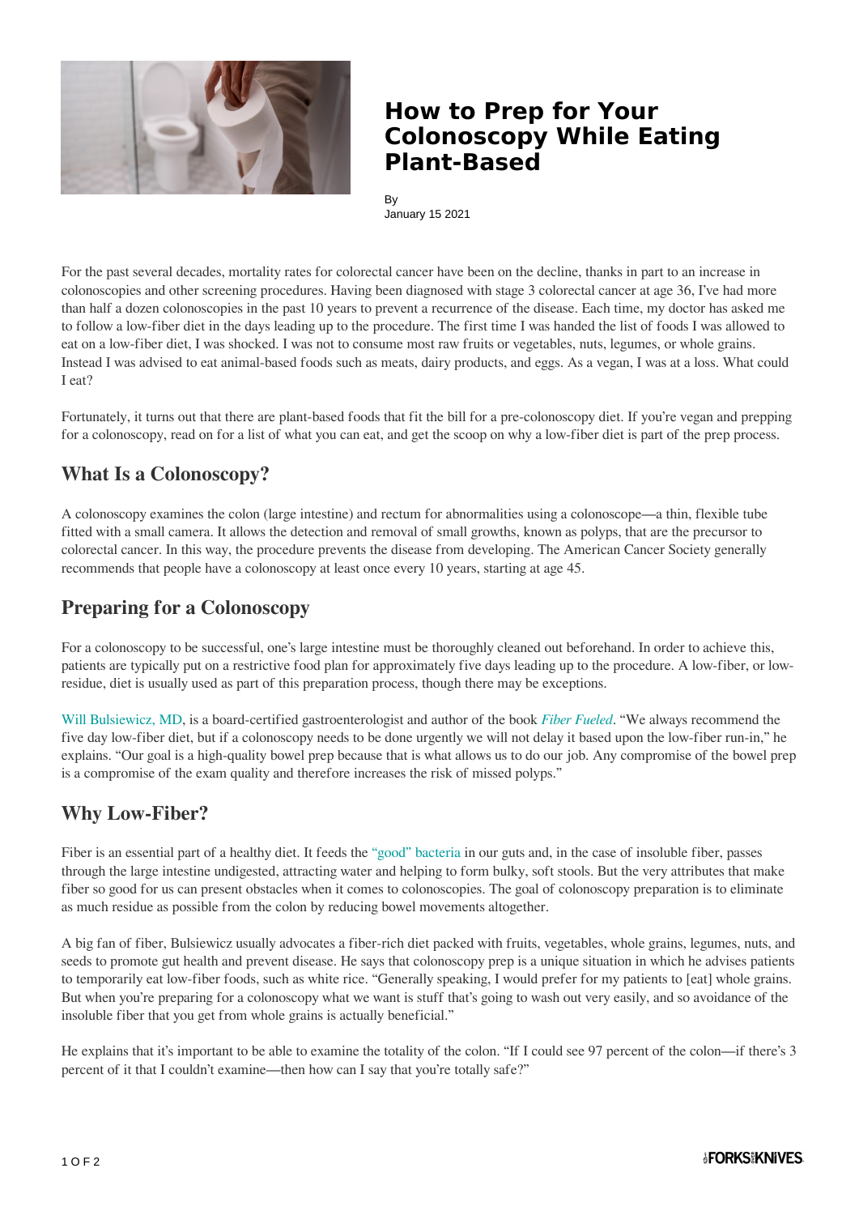# How to Prep for Your Colonoscopy While Eating Plant-Based

By
January 15 2021

For the past several decades, mortality rates for colorectal cancer have been on the decline, thanks in part to an increase in colonoscopies and other screening procedures. Having been diagnosed with stage 3 colorectal cancer at age 36, I've had more than half a dozen colonoscopies in the past 10 years to prevent a recurrence of the disease. Each time, my doctor has asked me to follow a low-fiber diet in the days leading up to the procedure. The first time I was handed the list of foods I was allowed to eat on a low-fiber diet, I was shocked. I was not to consume most raw fruits or vegetables, nuts, legumes, or whole grains. Instead I was advised to eat animal-based foods such as meats, dairy products, and eggs. As a vegan, I was at a loss. What could I eat?

Fortunately, it turns out that there are plant-based foods that fit the bill for a pre-colonoscopy diet. If you're vegan and prepping for a colonoscopy, read on for a list of what you can eat, and get the scoop on why a low-fiber diet is part of the prep process.

## What Is a Colonoscopy?

A colonoscopy examines the colon (large intestine) and rectum for abnormalities using a colonoscope—a thin, flexible tube fitted with a small camera. It allows the detection and removal of small growths, known as polyps, that are the precursor to colorectal cancer. In this way, the procedure prevents the disease from developing. The American Cancer Society generally recommends that people have a colonoscopy at least once every 10 years, starting at age 45.

## Preparing for a Colonoscopy

For a colonoscopy to be successful, one's large intestine must be thoroughly cleaned out beforehand. In order to achieve this, patients are typically put on a restrictive food plan for approximately five days leading up to the procedure. A low-fiber, or low-residue, diet is usually used as part of this preparation process, though there may be exceptions.

Will Bulsiewicz, MD, is a board-certified gastroenterologist and author of the book *Fiber Fueled*. "We always recommend the five day low-fiber diet, but if a colonoscopy needs to be done urgently we will not delay it based upon the low-fiber run-in," he explains. "Our goal is a high-quality bowel prep because that is what allows us to do our job. Any compromise of the bowel prep is a compromise of the exam quality and therefore increases the risk of missed polyps."

## Why Low-Fiber?

Fiber is an essential part of a healthy diet. It feeds the "good" bacteria in our guts and, in the case of insoluble fiber, passes through the large intestine undigested, attracting water and helping to form bulky, soft stools. But the very attributes that make fiber so good for us can present obstacles when it comes to colonoscopies. The goal of colonoscopy preparation is to eliminate as much residue as possible from the colon by reducing bowel movements altogether.

A big fan of fiber, Bulsiewicz usually advocates a fiber-rich diet packed with fruits, vegetables, whole grains, legumes, nuts, and seeds to promote gut health and prevent disease. He says that colonoscopy prep is a unique situation in which he advises patients to temporarily eat low-fiber foods, such as white rice. "Generally speaking, I would prefer for my patients to [eat] whole grains. But when you're preparing for a colonoscopy what we want is stuff that's going to wash out very easily, and so avoidance of the insoluble fiber that you get from whole grains is actually beneficial."

He explains that it's important to be able to examine the totality of the colon. "If I could see 97 percent of the colon—if there's 3 percent of it that I couldn't examine—then how can I say that you're totally safe?"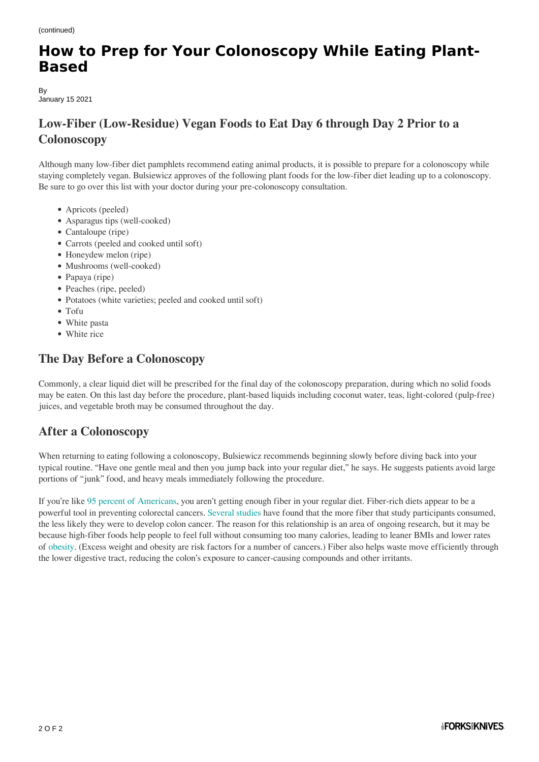(continued)

# How to Prep for Your Colonoscopy While Eating Plant-Based

By
January 15 2021

## Low-Fiber (Low-Residue) Vegan Foods to Eat Day 6 through Day 2 Prior to a Colonoscopy

Although many low-fiber diet pamphlets recommend eating animal products, it is possible to prepare for a colonoscopy while staying completely vegan. Bulsiewicz approves of the following plant foods for the low-fiber diet leading up to a colonoscopy. Be sure to go over this list with your doctor during your pre-colonoscopy consultation.

- Apricots (peeled)
- Asparagus tips (well-cooked)
- Cantaloupe (ripe)
- Carrots (peeled and cooked until soft)
- Honeydew melon (ripe)
- Mushrooms (well-cooked)
- Papaya (ripe)
- Peaches (ripe, peeled)
- Potatoes (white varieties; peeled and cooked until soft)
- Tofu
- White pasta
- White rice

## The Day Before a Colonoscopy

Commonly, a clear liquid diet will be prescribed for the final day of the colonoscopy preparation, during which no solid foods may be eaten. On this last day before the procedure, plant-based liquids including coconut water, teas, light-colored (pulp-free) juices, and vegetable broth may be consumed throughout the day.

## After a Colonoscopy

When returning to eating following a colonoscopy, Bulsiewicz recommends beginning slowly before diving back into your typical routine. "Have one gentle meal and then you jump back into your regular diet," he says. He suggests patients avoid large portions of "junk" food, and heavy meals immediately following the procedure.

If you're like 95 percent of Americans, you aren't getting enough fiber in your regular diet. Fiber-rich diets appear to be a powerful tool in preventing colorectal cancers. Several studies have found that the more fiber that study participants consumed, the less likely they were to develop colon cancer. The reason for this relationship is an area of ongoing research, but it may be because high-fiber foods help people to feel full without consuming too many calories, leading to leaner BMIs and lower rates of obesity. (Excess weight and obesity are risk factors for a number of cancers.) Fiber also helps waste move efficiently through the lower digestive tract, reducing the colon's exposure to cancer-causing compounds and other irritants.